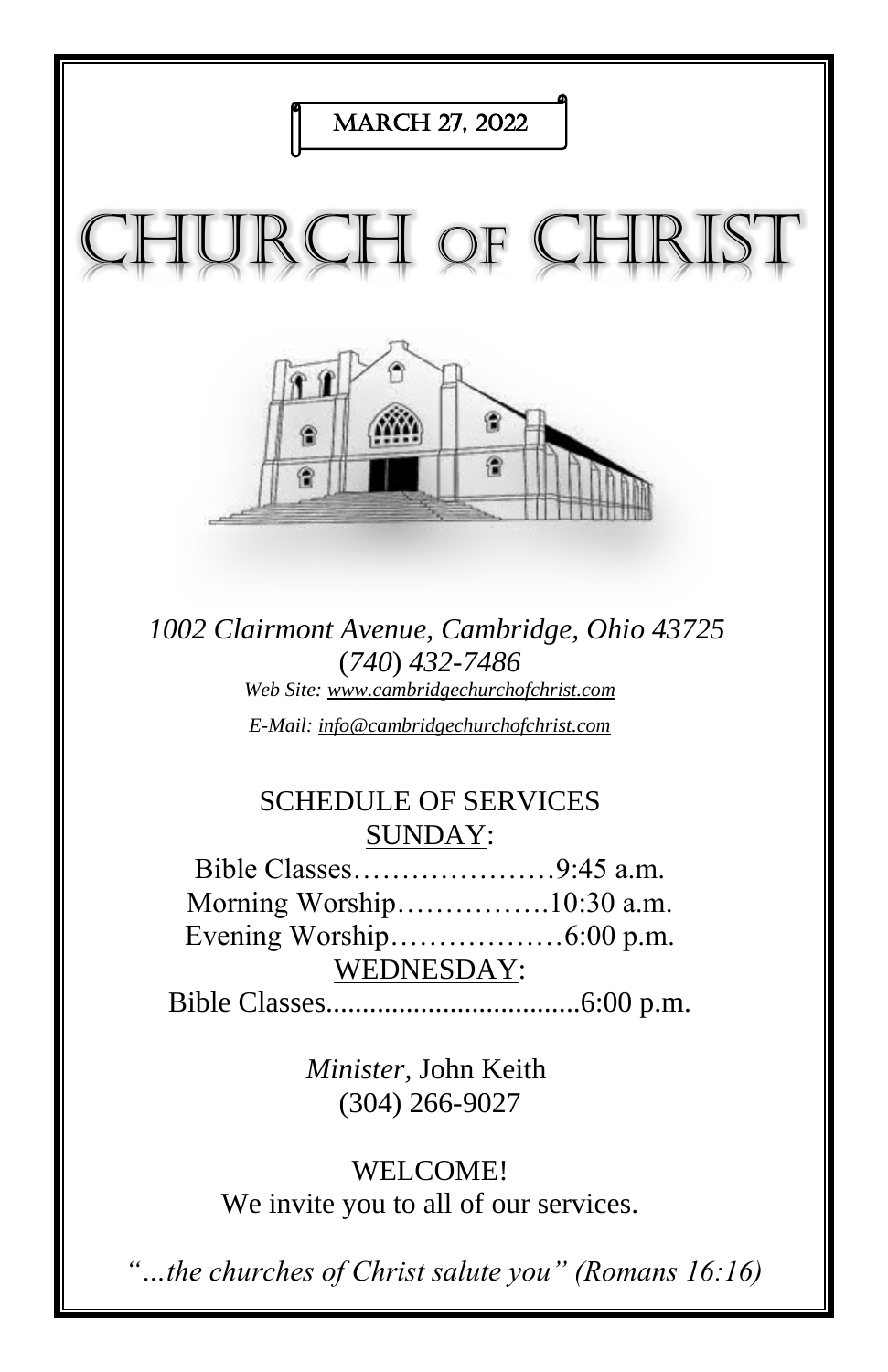MARCH 27, 2022

# CHURCH OF CHRIST

*1002 Clairmont Avenue, Cambridge, Ohio 43725*
*(740) 432-7486*
*Web Site: www.cambridgechurchofchrist.com*
*E-Mail: info@cambridgechurchofchrist.com*

## SCHEDULE OF SERVICES

SUNDAY:

Bible Classes…………………9:45 a.m.
Morning Worship…………….10:30 a.m.
Evening Worship………………6:00 p.m.

WEDNESDAY:

Bible Classes...................................6:00 p.m.

*Minister,* John Keith
(304) 266-9027

WELCOME!
We invite you to all of our services.

*"…the churches of Christ salute you" (Romans 16:16)*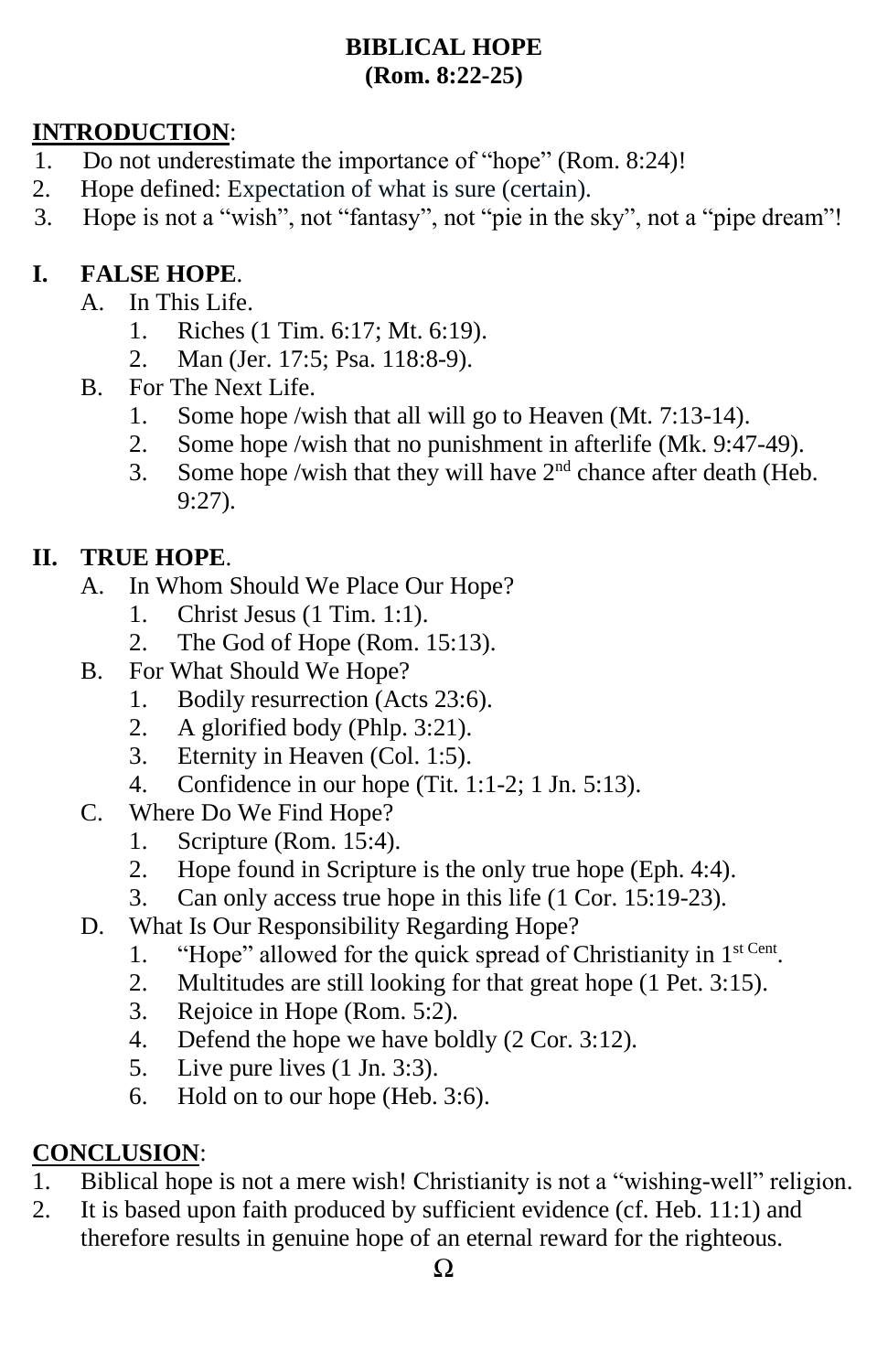# BIBLICAL HOPE
## (Rom. 8:22-25)

**INTRODUCTION**:

1. Do not underestimate the importance of "hope" (Rom. 8:24)!
2. Hope defined: Expectation of what is sure (certain).
3. Hope is not a "wish", not "fantasy", not "pie in the sky", not a "pipe dream"!

## I. FALSE HOPE.

- A. In This Life.
  1. Riches (1 Tim. 6:17; Mt. 6:19).
  2. Man (Jer. 17:5; Psa. 118:8-9).
- B. For The Next Life.
  1. Some hope /wish that all will go to Heaven (Mt. 7:13-14).
  2. Some hope /wish that no punishment in afterlife (Mk. 9:47-49).
  3. Some hope /wish that they will have 2nd chance after death (Heb. 9:27).

## II. TRUE HOPE.

- A. In Whom Should We Place Our Hope?
  1. Christ Jesus (1 Tim. 1:1).
  2. The God of Hope (Rom. 15:13).
- B. For What Should We Hope?
  1. Bodily resurrection (Acts 23:6).
  2. A glorified body (Phlp. 3:21).
  3. Eternity in Heaven (Col. 1:5).
  4. Confidence in our hope (Tit. 1:1-2; 1 Jn. 5:13).
- C. Where Do We Find Hope?
  1. Scripture (Rom. 15:4).
  2. Hope found in Scripture is the only true hope (Eph. 4:4).
  3. Can only access true hope in this life (1 Cor. 15:19-23).
- D. What Is Our Responsibility Regarding Hope?
  1. "Hope" allowed for the quick spread of Christianity in 1st Cent.
  2. Multitudes are still looking for that great hope (1 Pet. 3:15).
  3. Rejoice in Hope (Rom. 5:2).
  4. Defend the hope we have boldly (2 Cor. 3:12).
  5. Live pure lives (1 Jn. 3:3).
  6. Hold on to our hope (Heb. 3:6).

**CONCLUSION**:

1. Biblical hope is not a mere wish! Christianity is not a "wishing-well" religion.
2. It is based upon faith produced by sufficient evidence (cf. Heb. 11:1) and therefore results in genuine hope of an eternal reward for the righteous.

Ω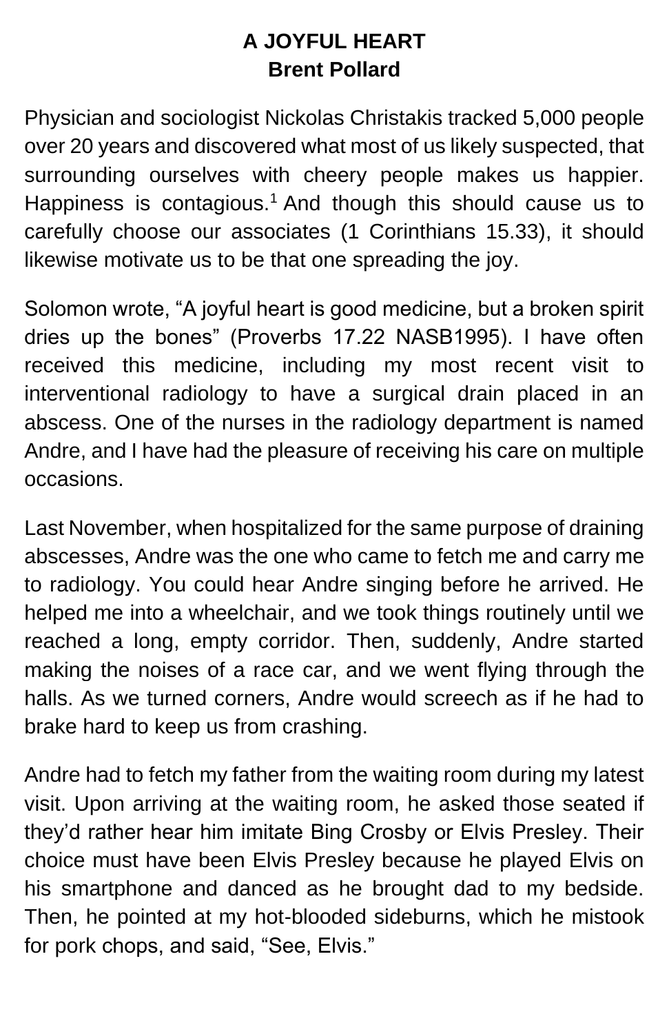# A JOYFUL HEART

**Brent Pollard**

Physician and sociologist Nickolas Christakis tracked 5,000 people over 20 years and discovered what most of us likely suspected, that surrounding ourselves with cheery people makes us happier. Happiness is contagious.[1] And though this should cause us to carefully choose our associates (1 Corinthians 15.33), it should likewise motivate us to be that one spreading the joy.

Solomon wrote, “A joyful heart is good medicine, but a broken spirit dries up the bones” (Proverbs 17.22 NASB1995). I have often received this medicine, including my most recent visit to interventional radiology to have a surgical drain placed in an abscess. One of the nurses in the radiology department is named Andre, and I have had the pleasure of receiving his care on multiple occasions.

Last November, when hospitalized for the same purpose of draining abscesses, Andre was the one who came to fetch me and carry me to radiology. You could hear Andre singing before he arrived. He helped me into a wheelchair, and we took things routinely until we reached a long, empty corridor. Then, suddenly, Andre started making the noises of a race car, and we went flying through the halls. As we turned corners, Andre would screech as if he had to brake hard to keep us from crashing.

Andre had to fetch my father from the waiting room during my latest visit. Upon arriving at the waiting room, he asked those seated if they’d rather hear him imitate Bing Crosby or Elvis Presley. Their choice must have been Elvis Presley because he played Elvis on his smartphone and danced as he brought dad to my bedside. Then, he pointed at my hot-blooded sideburns, which he mistook for pork chops, and said, “See, Elvis.”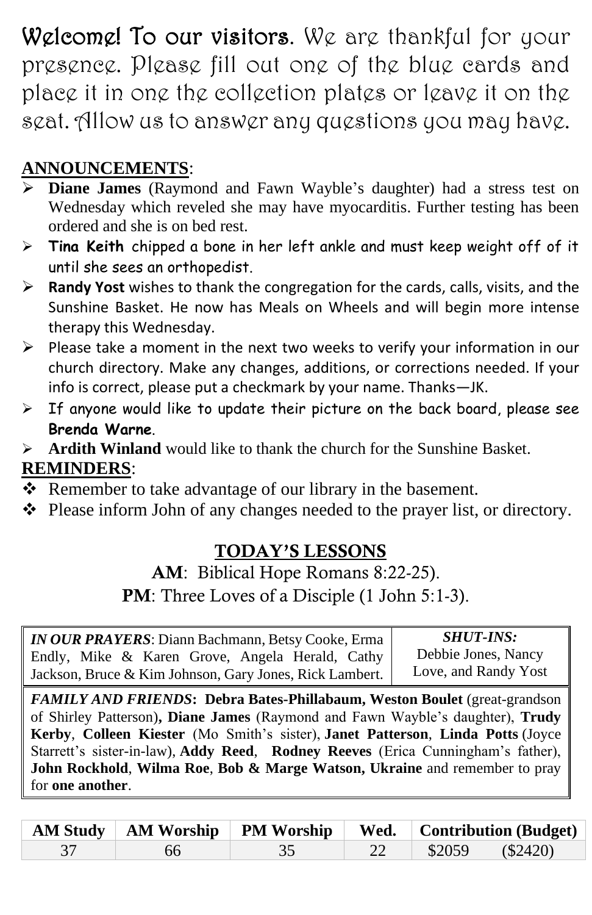**Welcome! To our visitors.** We are thankful for your presence. Please fill out one of the blue cards and place it in one the collection plates or leave it on the seat. Allow us to answer any questions you may have.

## ANNOUNCEMENTS:

- **Diane James** (Raymond and Fawn Wayble's daughter) had a stress test on Wednesday which reveled she may have myocarditis. Further testing has been ordered and she is on bed rest.
- **Tina Keith** chipped a bone in her left ankle and must keep weight off of it until she sees an orthopedist.
- **Randy Yost** wishes to thank the congregation for the cards, calls, visits, and the Sunshine Basket. He now has Meals on Wheels and will begin more intense therapy this Wednesday.
- Please take a moment in the next two weeks to verify your information in our church directory. Make any changes, additions, or corrections needed. If your info is correct, please put a checkmark by your name. Thanks—JK.
- If anyone would like to update their picture on the back board, please see **Brenda Warne**.
- **Ardith Winland** would like to thank the church for the Sunshine Basket.

## REMINDERS:

- Remember to take advantage of our library in the basement.
- Please inform John of any changes needed to the prayer list, or directory.

## TODAY'S LESSONS

**AM**: Biblical Hope Romans 8:22-25).

**PM**: Three Loves of a Disciple (1 John 5:1-3).

***IN OUR PRAYERS***: Diann Bachmann, Betsy Cooke, Erma Endly, Mike & Karen Grove, Angela Herald, Cathy Jackson, Bruce & Kim Johnson, Gary Jones, Rick Lambert.

***SHUT-INS:*** Debbie Jones, Nancy Love, and Randy Yost

***FAMILY AND FRIENDS*: Debra Bates-Phillabaum, Weston Boulet** (great-grandson of Shirley Patterson)**, Diane James** (Raymond and Fawn Wayble's daughter), **Trudy Kerby**, **Colleen Kiester** (Mo Smith's sister), **Janet Patterson**, **Linda Potts** (Joyce Starrett's sister-in-law), **Addy Reed**, **Rodney Reeves** (Erica Cunningham's father), **John Rockhold**, **Wilma Roe**, **Bob & Marge Watson, Ukraine** and remember to pray for **one another**.

| AM Study | AM Worship | PM Worship | Wed. | Contribution (Budget) |
|---|---|---|---|---|
| 37 | 66 | 35 | 22 | $2059 ($2420) |